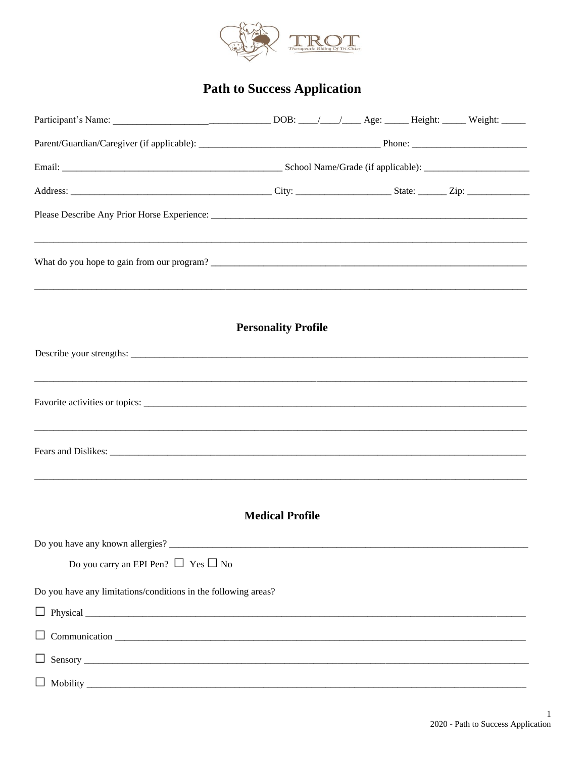# Path to Success Application

Participant's Name: ________________________________ DOB: ____/____/____ Age: _____ Height: _____ Weight: _____

Parent/Guardian/Caregiver (if applicable): _____________________________________ Phone: ________________________

Email: ______________________________________________ School Name/Grade (if applicable): ______________________

Address: __________________________________________ City: ___________________ State: ______ Zip: _____________

Please Describe Any Prior Horse Experience: ____________________________________________________________________

________________________________________________________________________________________________________

What do you hope to gain from our program? ____________________________________________________________________

________________________________________________________________________________________________________

## Personality Profile

Describe your strengths: ______________________________________________________________________________________

________________________________________________________________________________________________________

Favorite activities or topics: __________________________________________________________________________________

________________________________________________________________________________________________________

Fears and Dislikes: __________________________________________________________________________________________

________________________________________________________________________________________________________

## Medical Profile

Do you have any known allergies? _______________________________________________________________________________

Do you carry an EPI Pen? ☐ Yes ☐ No

Do you have any limitations/conditions in the following areas?

☐ Physical ______________________________________________________________________________________________

☐ Communication ________________________________________________________________________________________

☐ Sensory _______________________________________________________________________________________________

☐ Mobility _______________________________________________________________________________________________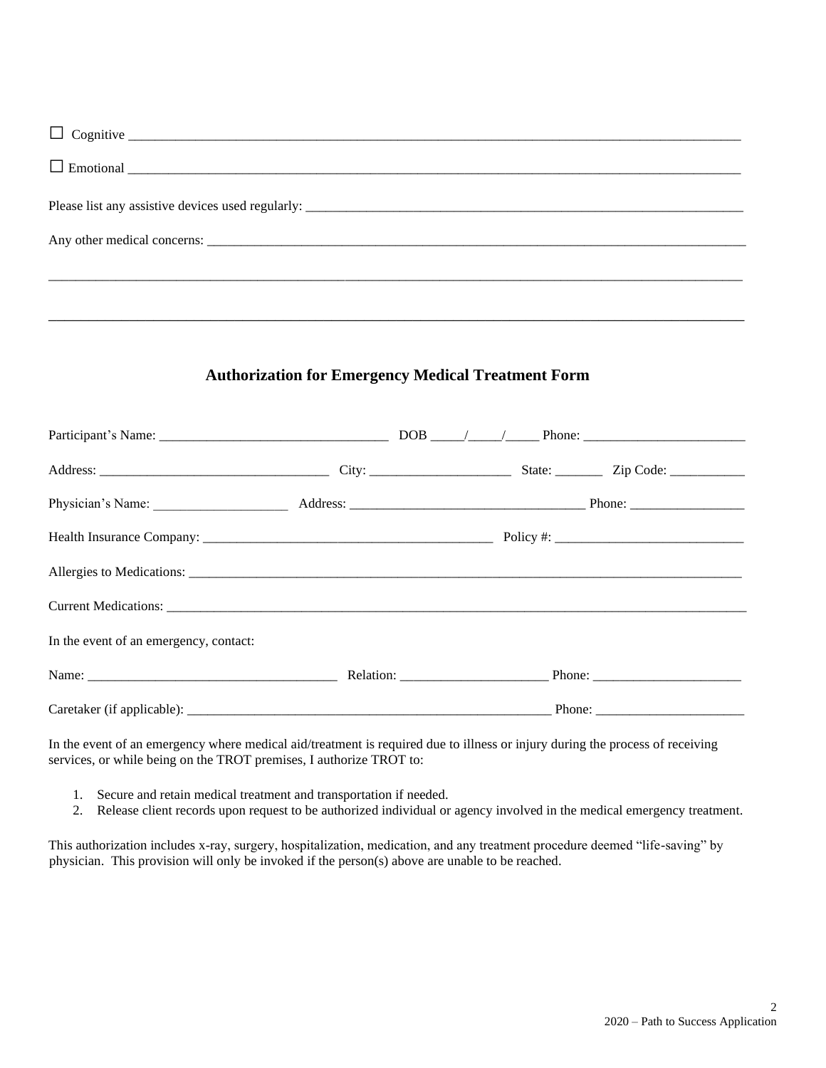☐ Cognitive ________________________________________________________________________________

☐ Emotional ________________________________________________________________________________

Please list any assistive devices used regularly: ______________________________________________________

Any other medical concerns: ____________________________________________________________________

_______________________________________________________________________________________________

_______________________________________________________________________________________________

## Authorization for Emergency Medical Treatment Form

Participant's Name: _________________________________ DOB _____/_____/_____ Phone: ________________________

Address: _________________________________ City: ____________________ State: _______ Zip Code: ___________

Physician's Name: ___________________ Address: _________________________________ Phone: ________________

Health Insurance Company: __________________________________________ Policy #: ___________________________

Allergies to Medications: ____________________________________________________________________________

Current Medications: ________________________________________________________________________________

In the event of an emergency, contact:

Name: ____________________________________ Relation: _____________________ Phone: ______________________

Caretaker (if applicable): ________________________________________________________ Phone: ______________________

In the event of an emergency where medical aid/treatment is required due to illness or injury during the process of receiving services, or while being on the TROT premises, I authorize TROT to:

1. Secure and retain medical treatment and transportation if needed.
2. Release client records upon request to be authorized individual or agency involved in the medical emergency treatment.

This authorization includes x-ray, surgery, hospitalization, medication, and any treatment procedure deemed "life-saving" by physician. This provision will only be invoked if the person(s) above are unable to be reached.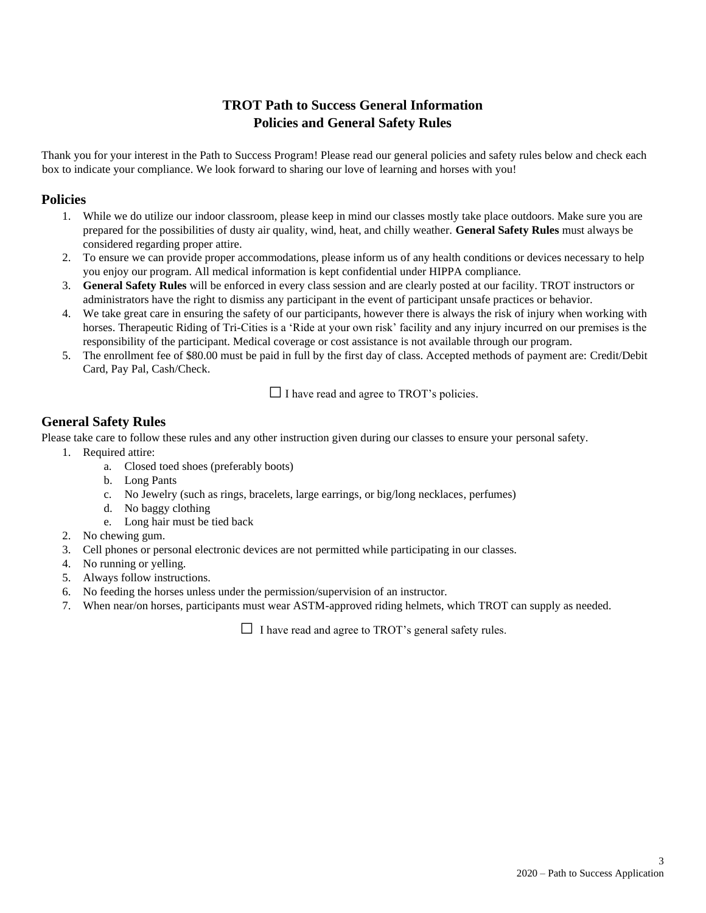# TROT Path to Success General Information
# Policies and General Safety Rules

Thank you for your interest in the Path to Success Program! Please read our general policies and safety rules below and check each box to indicate your compliance. We look forward to sharing our love of learning and horses with you!

## Policies

1. While we do utilize our indoor classroom, please keep in mind our classes mostly take place outdoors. Make sure you are prepared for the possibilities of dusty air quality, wind, heat, and chilly weather. **General Safety Rules** must always be considered regarding proper attire.
2. To ensure we can provide proper accommodations, please inform us of any health conditions or devices necessary to help you enjoy our program. All medical information is kept confidential under HIPPA compliance.
3. **General Safety Rules** will be enforced in every class session and are clearly posted at our facility. TROT instructors or administrators have the right to dismiss any participant in the event of participant unsafe practices or behavior.
4. We take great care in ensuring the safety of our participants, however there is always the risk of injury when working with horses. Therapeutic Riding of Tri-Cities is a 'Ride at your own risk' facility and any injury incurred on our premises is the responsibility of the participant. Medical coverage or cost assistance is not available through our program.
5. The enrollment fee of $80.00 must be paid in full by the first day of class. Accepted methods of payment are: Credit/Debit Card, Pay Pal, Cash/Check.

☐ I have read and agree to TROT's policies.

## General Safety Rules

Please take care to follow these rules and any other instruction given during our classes to ensure your personal safety.

1. Required attire:
   a. Closed toed shoes (preferably boots)
   b. Long Pants
   c. No Jewelry (such as rings, bracelets, large earrings, or big/long necklaces, perfumes)
   d. No baggy clothing
   e. Long hair must be tied back
2. No chewing gum.
3. Cell phones or personal electronic devices are not permitted while participating in our classes.
4. No running or yelling.
5. Always follow instructions.
6. No feeding the horses unless under the permission/supervision of an instructor.
7. When near/on horses, participants must wear ASTM-approved riding helmets, which TROT can supply as needed.

☐ I have read and agree to TROT's general safety rules.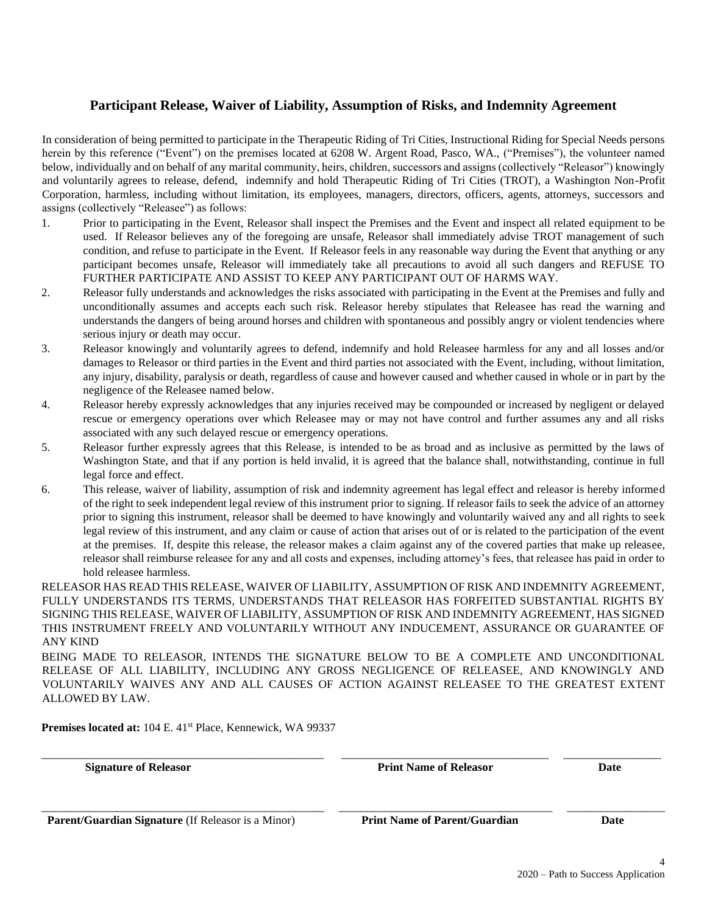## Participant Release, Waiver of Liability, Assumption of Risks, and Indemnity Agreement

In consideration of being permitted to participate in the Therapeutic Riding of Tri Cities, Instructional Riding for Special Needs persons herein by this reference ("Event") on the premises located at 6208 W. Argent Road, Pasco, WA., ("Premises"), the volunteer named below, individually and on behalf of any marital community, heirs, children, successors and assigns (collectively "Releasor") knowingly and voluntarily agrees to release, defend, indemnify and hold Therapeutic Riding of Tri Cities (TROT), a Washington Non-Profit Corporation, harmless, including without limitation, its employees, managers, directors, officers, agents, attorneys, successors and assigns (collectively "Releasee") as follows:

1. Prior to participating in the Event, Releasor shall inspect the Premises and the Event and inspect all related equipment to be used. If Releasor believes any of the foregoing are unsafe, Releasor shall immediately advise TROT management of such condition, and refuse to participate in the Event. If Releasor feels in any reasonable way during the Event that anything or any participant becomes unsafe, Releasor will immediately take all precautions to avoid all such dangers and REFUSE TO FURTHER PARTICIPATE AND ASSIST TO KEEP ANY PARTICIPANT OUT OF HARMS WAY.
2. Releasor fully understands and acknowledges the risks associated with participating in the Event at the Premises and fully and unconditionally assumes and accepts each such risk. Releasor hereby stipulates that Releasee has read the warning and understands the dangers of being around horses and children with spontaneous and possibly angry or violent tendencies where serious injury or death may occur.
3. Releasor knowingly and voluntarily agrees to defend, indemnify and hold Releasee harmless for any and all losses and/or damages to Releasor or third parties in the Event and third parties not associated with the Event, including, without limitation, any injury, disability, paralysis or death, regardless of cause and however caused and whether caused in whole or in part by the negligence of the Releasee named below.
4. Releasor hereby expressly acknowledges that any injuries received may be compounded or increased by negligent or delayed rescue or emergency operations over which Releasee may or may not have control and further assumes any and all risks associated with any such delayed rescue or emergency operations.
5. Releasor further expressly agrees that this Release, is intended to be as broad and as inclusive as permitted by the laws of Washington State, and that if any portion is held invalid, it is agreed that the balance shall, notwithstanding, continue in full legal force and effect.
6. This release, waiver of liability, assumption of risk and indemnity agreement has legal effect and releasor is hereby informed of the right to seek independent legal review of this instrument prior to signing. If releasor fails to seek the advice of an attorney prior to signing this instrument, releasor shall be deemed to have knowingly and voluntarily waived any and all rights to seek legal review of this instrument, and any claim or cause of action that arises out of or is related to the participation of the event at the premises. If, despite this release, the releasor makes a claim against any of the covered parties that make up releasee, releasor shall reimburse releasee for any and all costs and expenses, including attorney's fees, that releasee has paid in order to hold releasee harmless.

RELEASOR HAS READ THIS RELEASE, WAIVER OF LIABILITY, ASSUMPTION OF RISK AND INDEMNITY AGREEMENT, FULLY UNDERSTANDS ITS TERMS, UNDERSTANDS THAT RELEASOR HAS FORFEITED SUBSTANTIAL RIGHTS BY SIGNING THIS RELEASE, WAIVER OF LIABILITY, ASSUMPTION OF RISK AND INDEMNITY AGREEMENT, HAS SIGNED THIS INSTRUMENT FREELY AND VOLUNTARILY WITHOUT ANY INDUCEMENT, ASSURANCE OR GUARANTEE OF ANY KIND

BEING MADE TO RELEASOR, INTENDS THE SIGNATURE BELOW TO BE A COMPLETE AND UNCONDITIONAL RELEASE OF ALL LIABILITY, INCLUDING ANY GROSS NEGLIGENCE OF RELEASEE, AND KNOWINGLY AND VOLUNTARILY WAIVES ANY AND ALL CAUSES OF ACTION AGAINST RELEASEE TO THE GREATEST EXTENT ALLOWED BY LAW.

**Premises located at:** 104 E. 41st Place, Kennewick, WA 99337

| ______________________________ | ______________________________ | ____________ |
|---|---|---|
| **Signature of Releasor** | **Print Name of Releasor** | **Date** |
| ______________________________ | ______________________________ | ____________ |
| **Parent/Guardian Signature** (If Releasor is a Minor) | **Print Name of Parent/Guardian** | **Date** |

2020 – Path to Success Application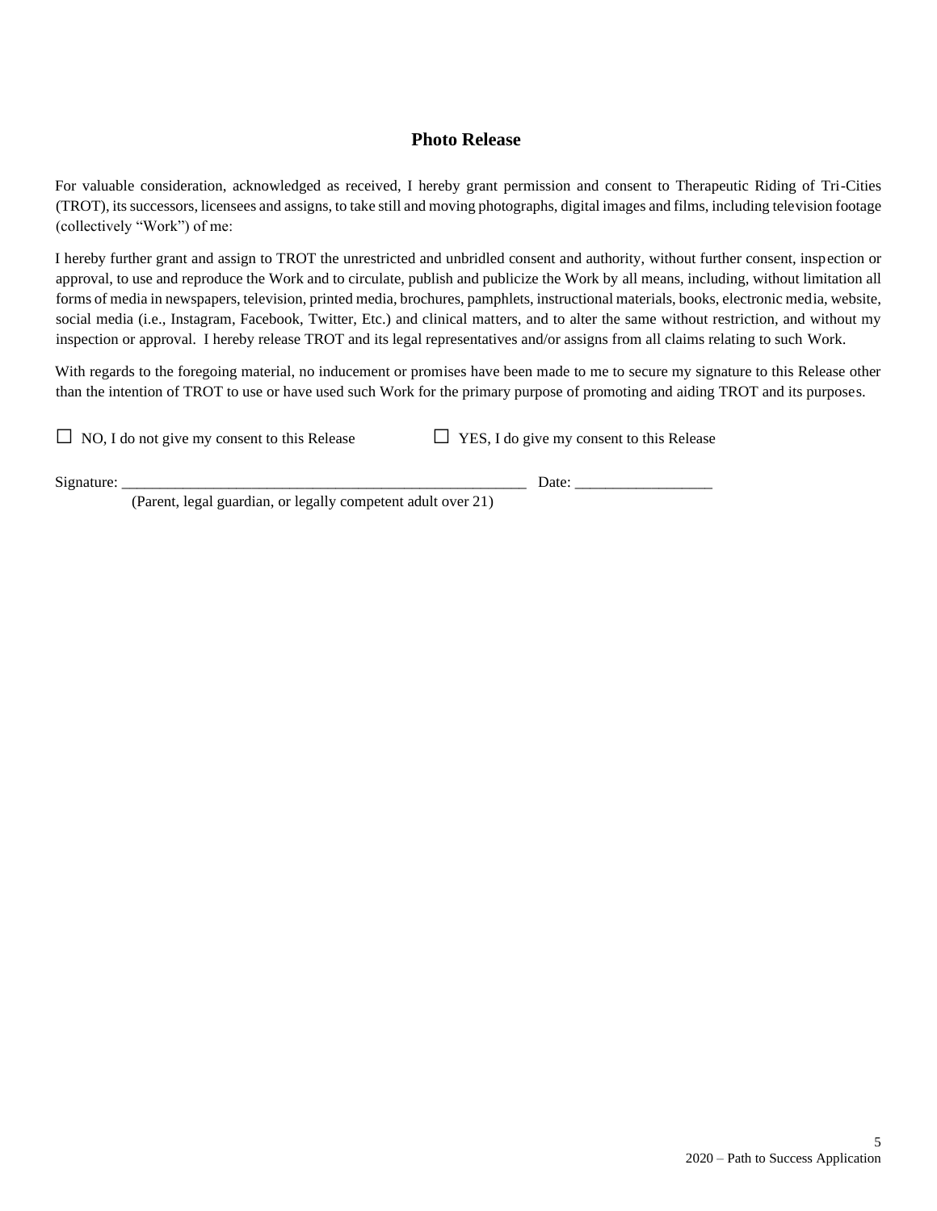## Photo Release

For valuable consideration, acknowledged as received, I hereby grant permission and consent to Therapeutic Riding of Tri-Cities (TROT), its successors, licensees and assigns, to take still and moving photographs, digital images and films, including television footage (collectively "Work") of me:

I hereby further grant and assign to TROT the unrestricted and unbridled consent and authority, without further consent, inspection or approval, to use and reproduce the Work and to circulate, publish and publicize the Work by all means, including, without limitation all forms of media in newspapers, television, printed media, brochures, pamphlets, instructional materials, books, electronic media, website, social media (i.e., Instagram, Facebook, Twitter, Etc.) and clinical matters, and to alter the same without restriction, and without my inspection or approval. I hereby release TROT and its legal representatives and/or assigns from all claims relating to such Work.

With regards to the foregoing material, no inducement or promises have been made to me to secure my signature to this Release other than the intention of TROT to use or have used such Work for the primary purpose of promoting and aiding TROT and its purposes.

☐ NO, I do not give my consent to this Release ☐ YES, I do give my consent to this Release

Signature: _______________________________________________________ Date: __________________

(Parent, legal guardian, or legally competent adult over 21)